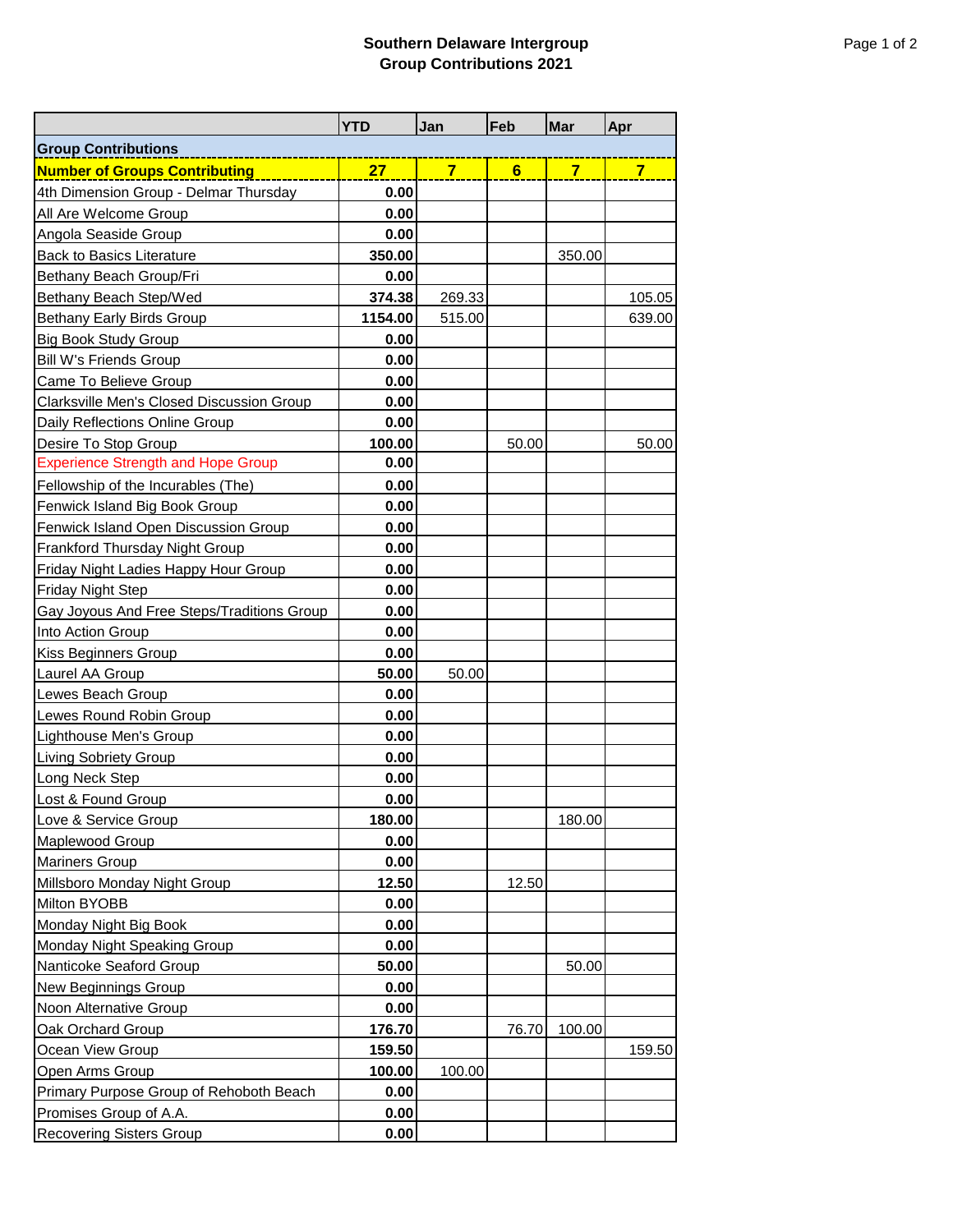## Southern Delaware Intergroup
## Group Contributions 2021

| | YTD | Jan | Feb | Mar | Apr |
|---|---|---|---|---|---|
| **Group Contributions** | | | | | |
| **Number of Groups Contributing** | **27** | **7** | **6** | **7** | **7** |
| 4th Dimension Group - Delmar Thursday | **0.00** | | | | |
| All Are Welcome Group | **0.00** | | | | |
| Angola Seaside Group | **0.00** | | | | |
| Back to Basics Literature | **350.00** | | | 350.00 | |
| Bethany Beach Group/Fri | **0.00** | | | | |
| Bethany Beach Step/Wed | **374.38** | 269.33 | | | 105.05 |
| Bethany Early Birds Group | **1154.00** | 515.00 | | | 639.00 |
| Big Book Study Group | **0.00** | | | | |
| Bill W's Friends Group | **0.00** | | | | |
| Came To Believe Group | **0.00** | | | | |
| Clarksville Men's Closed Discussion Group | **0.00** | | | | |
| Daily Reflections Online Group | **0.00** | | | | |
| Desire To Stop Group | **100.00** | | 50.00 | | 50.00 |
| Experience Strength and Hope Group | **0.00** | | | | |
| Fellowship of the Incurables (The) | **0.00** | | | | |
| Fenwick Island Big Book Group | **0.00** | | | | |
| Fenwick Island Open Discussion Group | **0.00** | | | | |
| Frankford Thursday Night Group | **0.00** | | | | |
| Friday Night Ladies Happy Hour Group | **0.00** | | | | |
| Friday Night Step | **0.00** | | | | |
| Gay Joyous And Free Steps/Traditions Group | **0.00** | | | | |
| Into Action Group | **0.00** | | | | |
| Kiss Beginners Group | **0.00** | | | | |
| Laurel AA Group | **50.00** | 50.00 | | | |
| Lewes Beach Group | **0.00** | | | | |
| Lewes Round Robin Group | **0.00** | | | | |
| Lighthouse Men's Group | **0.00** | | | | |
| Living Sobriety Group | **0.00** | | | | |
| Long Neck Step | **0.00** | | | | |
| Lost & Found Group | **0.00** | | | | |
| Love & Service Group | **180.00** | | | 180.00 | |
| Maplewood Group | **0.00** | | | | |
| Mariners Group | **0.00** | | | | |
| Millsboro Monday Night Group | **12.50** | | 12.50 | | |
| Milton BYOBB | **0.00** | | | | |
| Monday Night Big Book | **0.00** | | | | |
| Monday Night Speaking Group | **0.00** | | | | |
| Nanticoke Seaford Group | **50.00** | | | 50.00 | |
| New Beginnings Group | **0.00** | | | | |
| Noon Alternative Group | **0.00** | | | | |
| Oak Orchard Group | **176.70** | | 76.70 | 100.00 | |
| Ocean View Group | **159.50** | | | | 159.50 |
| Open Arms Group | **100.00** | 100.00 | | | |
| Primary Purpose Group of Rehoboth Beach | **0.00** | | | | |
| Promises Group of A.A. | **0.00** | | | | |
| Recovering Sisters Group | **0.00** | | | | |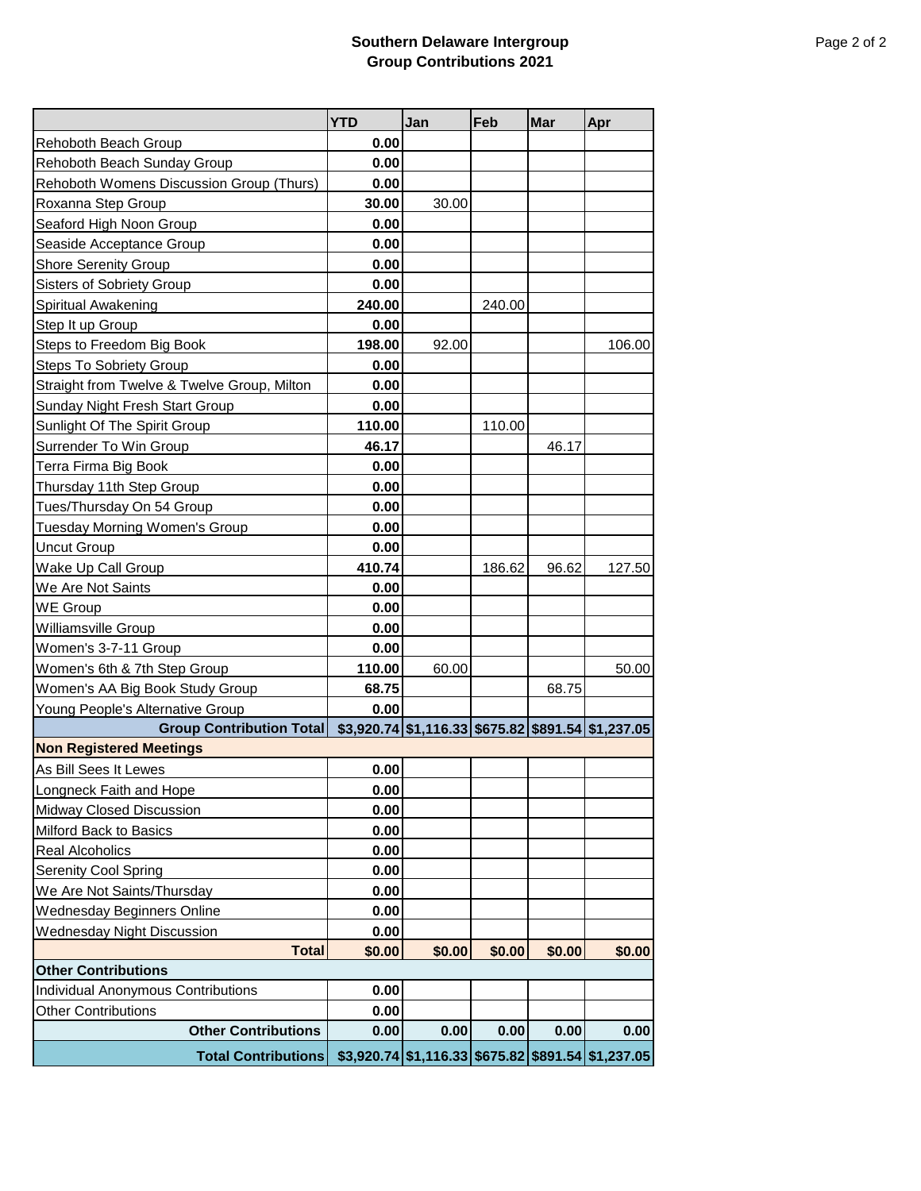## Southern Delaware Intergroup
## Group Contributions 2021

| | YTD | Jan | Feb | Mar | Apr |
|---|---|---|---|---|---|
| Rehoboth Beach Group | **0.00** | | | | |
| Rehoboth Beach Sunday Group | **0.00** | | | | |
| Rehoboth Womens Discussion Group (Thurs) | **0.00** | | | | |
| Roxanna Step Group | **30.00** | 30.00 | | | |
| Seaford High Noon Group | **0.00** | | | | |
| Seaside Acceptance Group | **0.00** | | | | |
| Shore Serenity Group | **0.00** | | | | |
| Sisters of Sobriety Group | **0.00** | | | | |
| Spiritual Awakening | **240.00** | | 240.00 | | |
| Step It up Group | **0.00** | | | | |
| Steps to Freedom Big Book | **198.00** | 92.00 | | | 106.00 |
| Steps To Sobriety Group | **0.00** | | | | |
| Straight from Twelve & Twelve Group, Milton | **0.00** | | | | |
| Sunday Night Fresh Start Group | **0.00** | | | | |
| Sunlight Of The Spirit Group | **110.00** | | 110.00 | | |
| Surrender To Win Group | **46.17** | | | 46.17 | |
| Terra Firma Big Book | **0.00** | | | | |
| Thursday 11th Step Group | **0.00** | | | | |
| Tues/Thursday On 54 Group | **0.00** | | | | |
| Tuesday Morning Women's Group | **0.00** | | | | |
| Uncut Group | **0.00** | | | | |
| Wake Up Call Group | **410.74** | | 186.62 | 96.62 | 127.50 |
| We Are Not Saints | **0.00** | | | | |
| WE Group | **0.00** | | | | |
| Williamsville Group | **0.00** | | | | |
| Women's 3-7-11 Group | **0.00** | | | | |
| Women's 6th & 7th Step Group | **110.00** | 60.00 | | | 50.00 |
| Women's AA Big Book Study Group | **68.75** | | | 68.75 | |
| Young People's Alternative Group | **0.00** | | | | |
| **Group Contribution Total** | **$3,920.74** | **$1,116.33** | **$675.82** | **$891.54** | **$1,237.05** |
| **Non Registered Meetings** | | | | | |
| As Bill Sees It Lewes | **0.00** | | | | |
| Longneck Faith and Hope | **0.00** | | | | |
| Midway Closed Discussion | **0.00** | | | | |
| Milford Back to Basics | **0.00** | | | | |
| Real Alcoholics | **0.00** | | | | |
| Serenity Cool Spring | **0.00** | | | | |
| We Are Not Saints/Thursday | **0.00** | | | | |
| Wednesday Beginners Online | **0.00** | | | | |
| Wednesday Night Discussion | **0.00** | | | | |
| **Total** | **$0.00** | **$0.00** | **$0.00** | **$0.00** | **$0.00** |
| **Other Contributions** | | | | | |
| Individual Anonymous Contributions | **0.00** | | | | |
| Other Contributions | **0.00** | | | | |
| **Other Contributions** | **0.00** | **0.00** | **0.00** | **0.00** | **0.00** |
| **Total Contributions** | **$3,920.74** | **$1,116.33** | **$675.82** | **$891.54** | **$1,237.05** |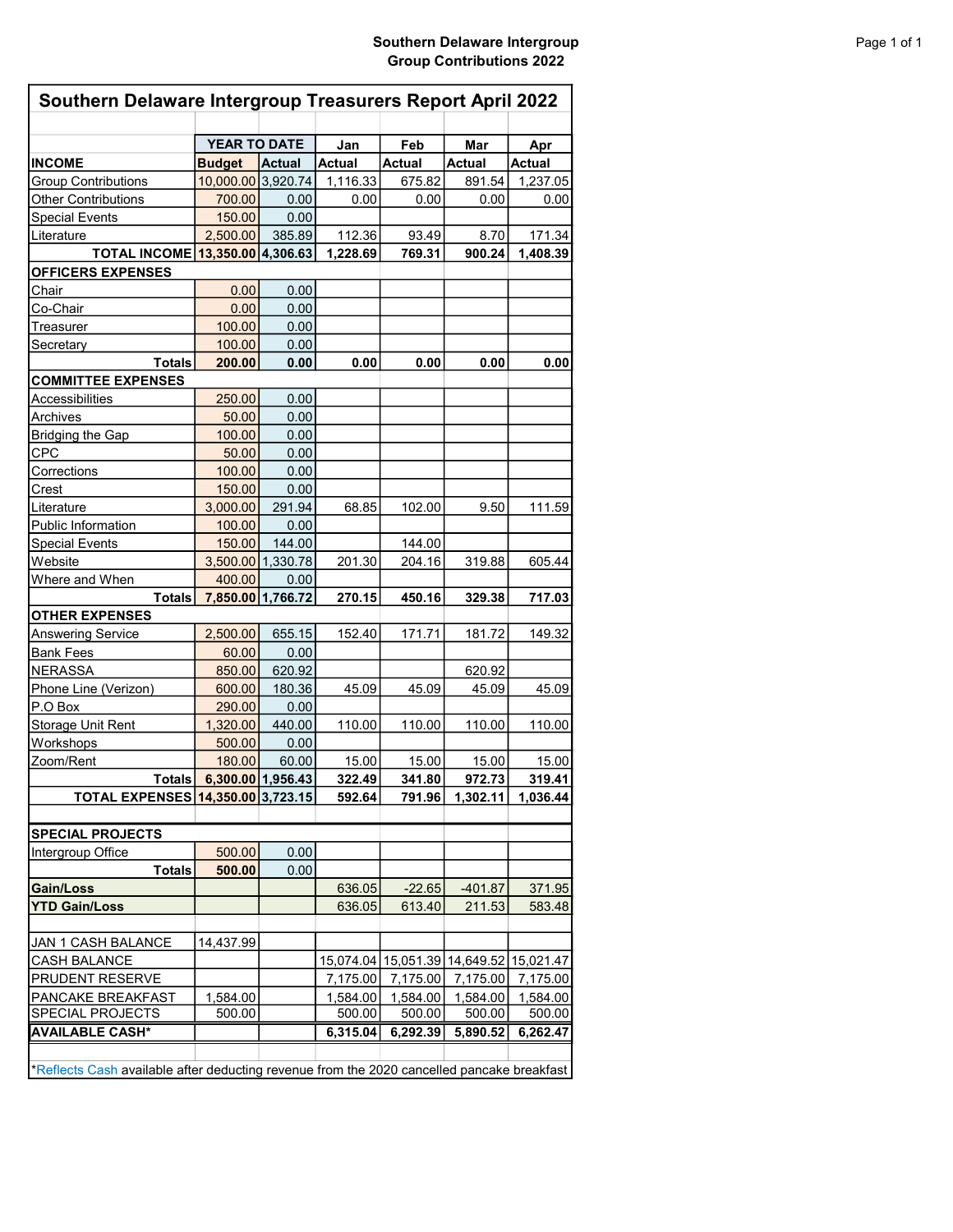# Southern Delaware Intergroup
## Group Contributions 2022

## Southern Delaware Intergroup Treasurers Report April 2022

| | YEAR TO DATE | | Jan | Feb | Mar | Apr |
|---|---|---|---|---|---|---|
| **INCOME** | **Budget** | **Actual** | **Actual** | **Actual** | **Actual** | **Actual** |
| Group Contributions | 10,000.00 | 3,920.74 | 1,116.33 | 675.82 | 891.54 | 1,237.05 |
| Other Contributions | 700.00 | 0.00 | 0.00 | 0.00 | 0.00 | 0.00 |
| Special Events | 150.00 | 0.00 | | | | |
| Literature | 2,500.00 | 385.89 | 112.36 | 93.49 | 8.70 | 171.34 |
| **TOTAL INCOME** | **13,350.00** | **4,306.63** | **1,228.69** | **769.31** | **900.24** | **1,408.39** |
| **OFFICERS EXPENSES** | | | | | | |
| Chair | 0.00 | 0.00 | | | | |
| Co-Chair | 0.00 | 0.00 | | | | |
| Treasurer | 100.00 | 0.00 | | | | |
| Secretary | 100.00 | 0.00 | | | | |
| **Totals** | **200.00** | **0.00** | **0.00** | **0.00** | **0.00** | **0.00** |
| **COMMITTEE EXPENSES** | | | | | | |
| Accessibilities | 250.00 | 0.00 | | | | |
| Archives | 50.00 | 0.00 | | | | |
| Bridging the Gap | 100.00 | 0.00 | | | | |
| CPC | 50.00 | 0.00 | | | | |
| Corrections | 100.00 | 0.00 | | | | |
| Crest | 150.00 | 0.00 | | | | |
| Literature | 3,000.00 | 291.94 | 68.85 | 102.00 | 9.50 | 111.59 |
| Public Information | 100.00 | 0.00 | | | | |
| Special Events | 150.00 | 144.00 | | 144.00 | | |
| Website | 3,500.00 | 1,330.78 | 201.30 | 204.16 | 319.88 | 605.44 |
| Where and When | 400.00 | 0.00 | | | | |
| **Totals** | **7,850.00** | **1,766.72** | **270.15** | **450.16** | **329.38** | **717.03** |
| **OTHER EXPENSES** | | | | | | |
| Answering Service | 2,500.00 | 655.15 | 152.40 | 171.71 | 181.72 | 149.32 |
| Bank Fees | 60.00 | 0.00 | | | | |
| NERASSA | 850.00 | 620.92 | | | 620.92 | |
| Phone Line (Verizon) | 600.00 | 180.36 | 45.09 | 45.09 | 45.09 | 45.09 |
| P.O Box | 290.00 | 0.00 | | | | |
| Storage Unit Rent | 1,320.00 | 440.00 | 110.00 | 110.00 | 110.00 | 110.00 |
| Workshops | 500.00 | 0.00 | | | | |
| Zoom/Rent | 180.00 | 60.00 | 15.00 | 15.00 | 15.00 | 15.00 |
| **Totals** | **6,300.00** | **1,956.43** | **322.49** | **341.80** | **972.73** | **319.41** |
| **TOTAL EXPENSES** | **14,350.00** | **3,723.15** | **592.64** | **791.96** | **1,302.11** | **1,036.44** |
| | | | | | | |
| **SPECIAL PROJECTS** | | | | | | |
| Intergroup Office | 500.00 | 0.00 | | | | |
| **Totals** | **500.00** | 0.00 | | | | |
| **Gain/Loss** | | | 636.05 | -22.65 | -401.87 | 371.95 |
| **YTD Gain/Loss** | | | 636.05 | 613.40 | 211.53 | 583.48 |
| | | | | | | |
| JAN 1 CASH BALANCE | 14,437.99 | | | | | |
| CASH BALANCE | | | 15,074.04 | 15,051.39 | 14,649.52 | 15,021.47 |
| PRUDENT RESERVE | | | 7,175.00 | 7,175.00 | 7,175.00 | 7,175.00 |
| PANCAKE BREAKFAST | 1,584.00 | | 1,584.00 | 1,584.00 | 1,584.00 | 1,584.00 |
| SPECIAL PROJECTS | 500.00 | | 500.00 | 500.00 | 500.00 | 500.00 |
| **AVAILABLE CASH*** | | | **6,315.04** | **6,292.39** | **5,890.52** | **6,262.47** |

*Reflects Cash available after deducting revenue from the 2020 cancelled pancake breakfast